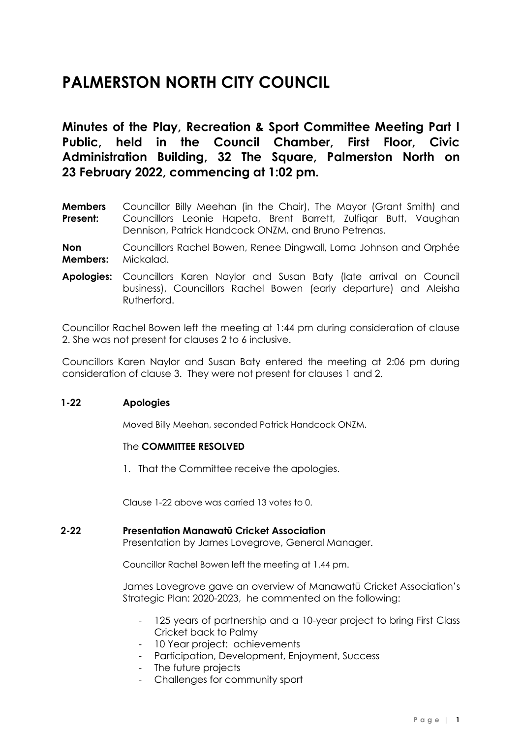# PALMERSTON NORTH CITY COUNCIL

## Minutes of the Play, Recreation & Sport Committee Meeting Part I Public, held in the Council Chamber, First Floor, Civic Administration Building, 32 The Square, Palmerston North on 23 February 2022, commencing at 1:02 pm.

**Members Present:** Councillor Billy Meehan (in the Chair), The Mayor (Grant Smith) and Councillors Leonie Hapeta, Brent Barrett, Zulfiqar Butt, Vaughan Dennison, Patrick Handcock ONZM, and Bruno Petrenas.

**Non Members:** Councillors Rachel Bowen, Renee Dingwall, Lorna Johnson and Orphée Mickalad.

**Apologies:** Councillors Karen Naylor and Susan Baty (late arrival on Council business), Councillors Rachel Bowen (early departure) and Aleisha Rutherford.

Councillor Rachel Bowen left the meeting at 1:44 pm during consideration of clause 2. She was not present for clauses 2 to 6 inclusive.

Councillors Karen Naylor and Susan Baty entered the meeting at 2:06 pm during consideration of clause 3. They were not present for clauses 1 and 2.

### 1-22 Apologies

Moved Billy Meehan, seconded Patrick Handcock ONZM.

The **COMMITTEE RESOLVED**

1. That the Committee receive the apologies.

Clause 1-22 above was carried 13 votes to 0.

### 2-22 Presentation Manawatū Cricket Association

Presentation by James Lovegrove, General Manager.

Councillor Rachel Bowen left the meeting at 1.44 pm.

James Lovegrove gave an overview of Manawatū Cricket Association's Strategic Plan: 2020-2023, he commented on the following:

- 125 years of partnership and a 10-year project to bring First Class Cricket back to Palmy
- 10 Year project: achievements
- Participation, Development, Enjoyment, Success
- The future projects
- Challenges for community sport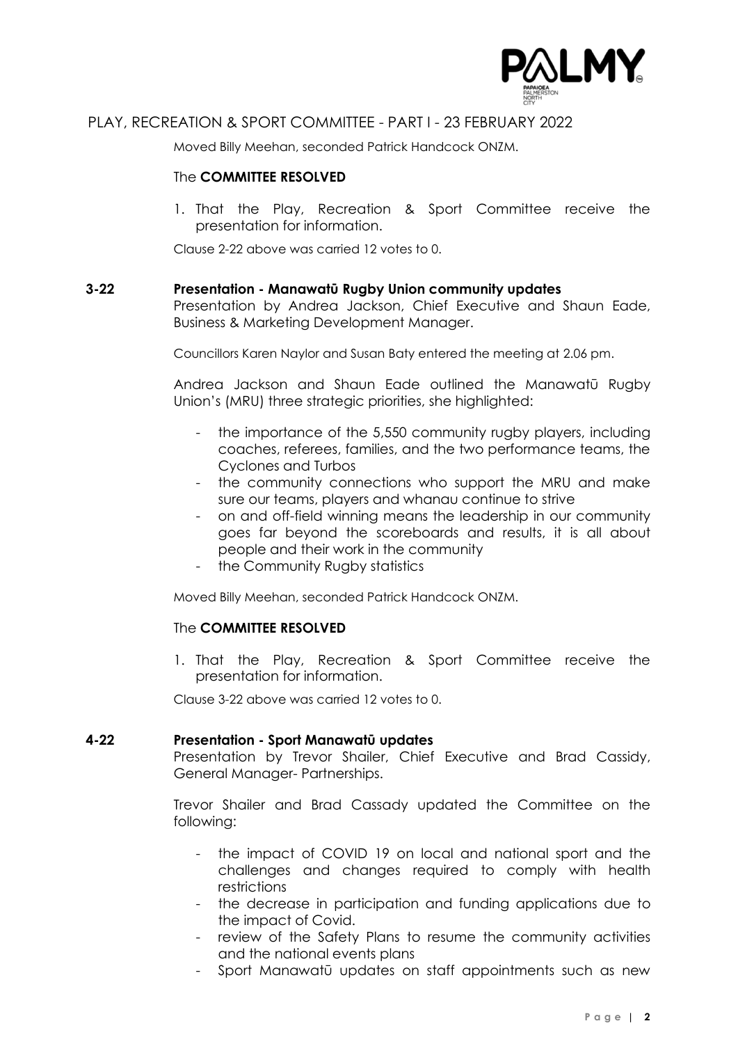Moved Billy Meehan, seconded Patrick Handcock ONZM.

The **COMMITTEE RESOLVED**

1. That the Play, Recreation & Sport Committee receive the presentation for information.

Clause 2-22 above was carried 12 votes to 0.

## 3-22 Presentation - Manawatū Rugby Union community updates

Presentation by Andrea Jackson, Chief Executive and Shaun Eade, Business & Marketing Development Manager.

Councillors Karen Naylor and Susan Baty entered the meeting at 2.06 pm.

Andrea Jackson and Shaun Eade outlined the Manawatū Rugby Union's (MRU) three strategic priorities, she highlighted:

- the importance of the 5,550 community rugby players, including coaches, referees, families, and the two performance teams, the Cyclones and Turbos
- the community connections who support the MRU and make sure our teams, players and whanau continue to strive
- on and off-field winning means the leadership in our community goes far beyond the scoreboards and results, it is all about people and their work in the community
- the Community Rugby statistics

Moved Billy Meehan, seconded Patrick Handcock ONZM.

The **COMMITTEE RESOLVED**

1. That the Play, Recreation & Sport Committee receive the presentation for information.

Clause 3-22 above was carried 12 votes to 0.

## 4-22 Presentation - Sport Manawatū updates

Presentation by Trevor Shailer, Chief Executive and Brad Cassidy, General Manager- Partnerships.

Trevor Shailer and Brad Cassady updated the Committee on the following:

- the impact of COVID 19 on local and national sport and the challenges and changes required to comply with health restrictions
- the decrease in participation and funding applications due to the impact of Covid.
- review of the Safety Plans to resume the community activities and the national events plans
- Sport Manawatū updates on staff appointments such as new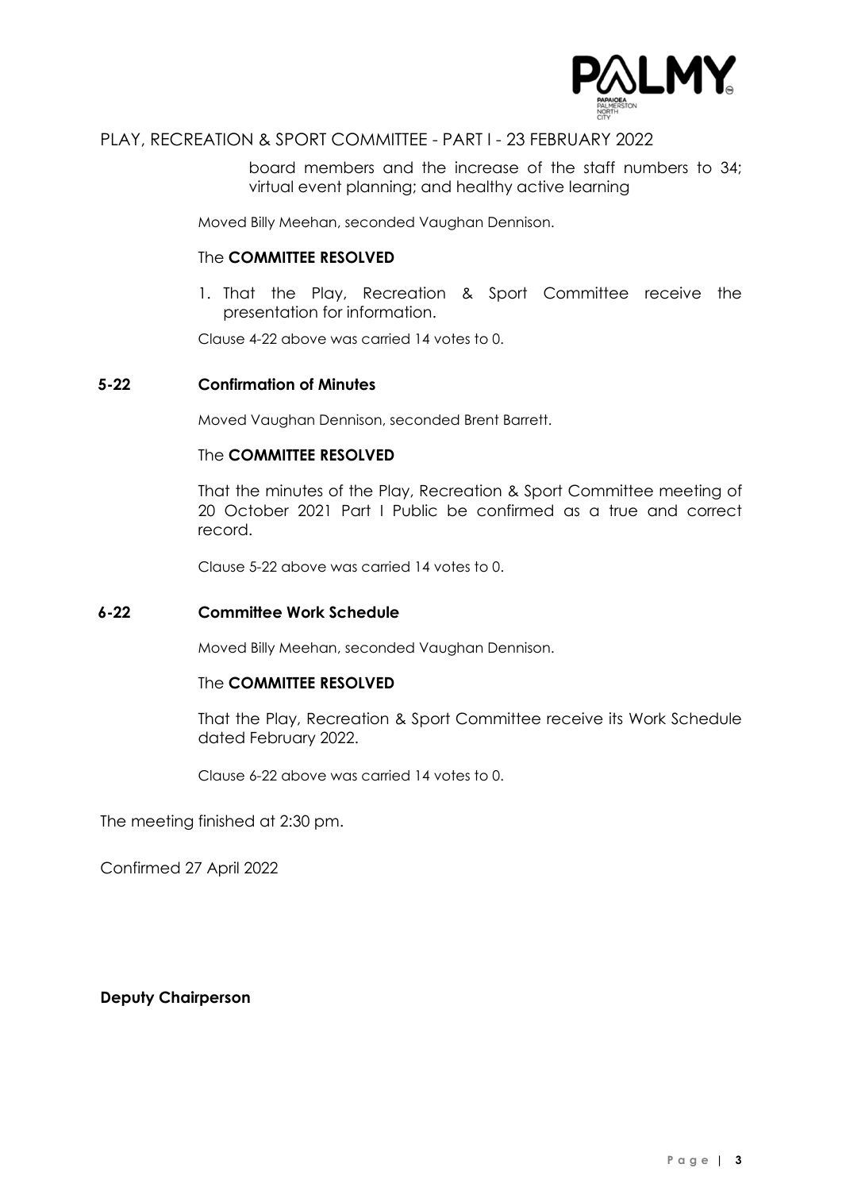board members and the increase of the staff numbers to 34; virtual event planning; and healthy active learning

Moved Billy Meehan, seconded Vaughan Dennison.

The **COMMITTEE RESOLVED**

1. That the Play, Recreation & Sport Committee receive the presentation for information.

Clause 4-22 above was carried 14 votes to 0.

### 5-22 Confirmation of Minutes

Moved Vaughan Dennison, seconded Brent Barrett.

The **COMMITTEE RESOLVED**

That the minutes of the Play, Recreation & Sport Committee meeting of 20 October 2021 Part I Public be confirmed as a true and correct record.

Clause 5-22 above was carried 14 votes to 0.

### 6-22 Committee Work Schedule

Moved Billy Meehan, seconded Vaughan Dennison.

The **COMMITTEE RESOLVED**

That the Play, Recreation & Sport Committee receive its Work Schedule dated February 2022.

Clause 6-22 above was carried 14 votes to 0.

The meeting finished at 2:30 pm.

Confirmed 27 April 2022

**Deputy Chairperson**